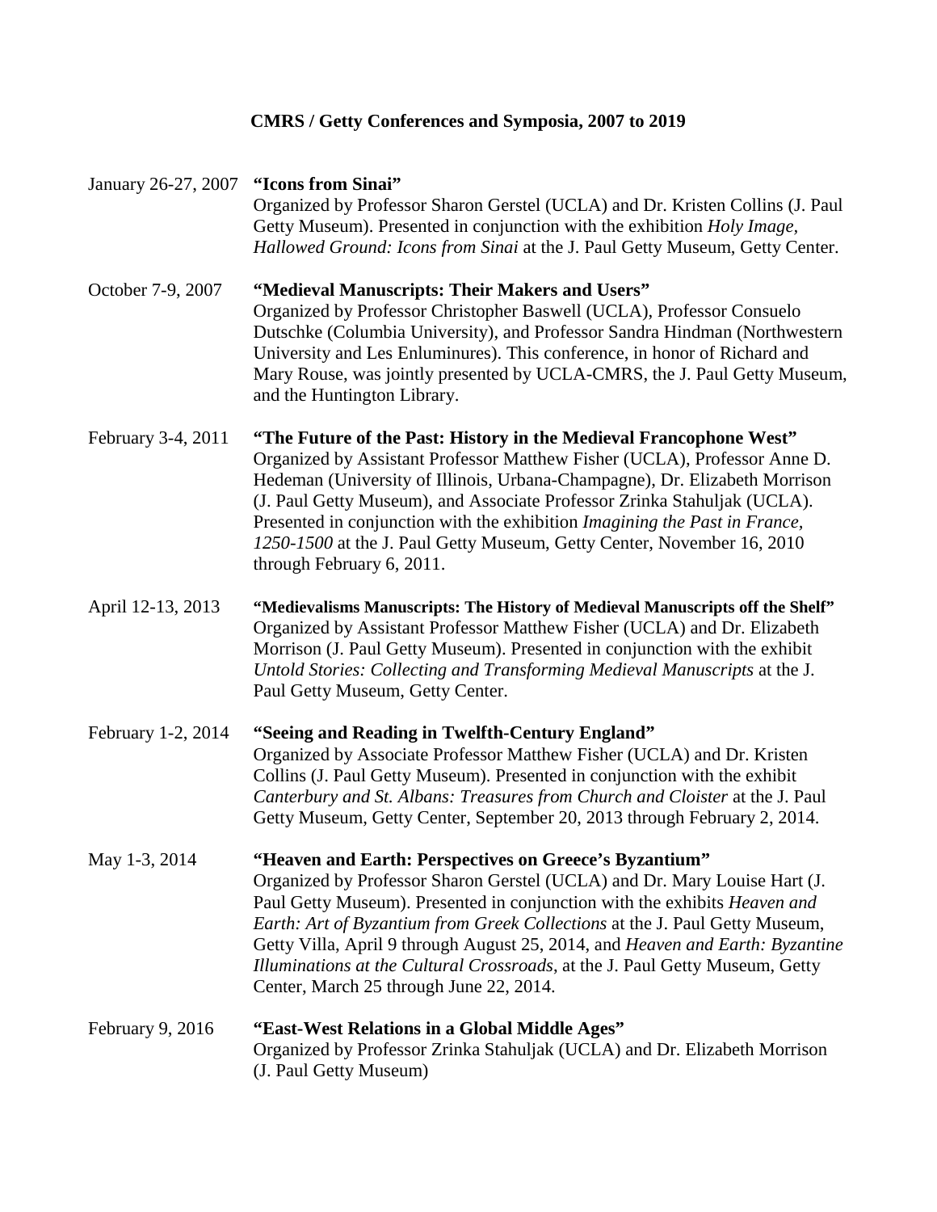# CMRS / Getty Conferences and Symposia, 2007 to 2019

January 26-27, 2007 **"Icons from Sinai"**
Organized by Professor Sharon Gerstel (UCLA) and Dr. Kristen Collins (J. Paul Getty Museum). Presented in conjunction with the exhibition *Holy Image, Hallowed Ground: Icons from Sinai* at the J. Paul Getty Museum, Getty Center.

October 7-9, 2007 **"Medieval Manuscripts: Their Makers and Users"**
Organized by Professor Christopher Baswell (UCLA), Professor Consuelo Dutschke (Columbia University), and Professor Sandra Hindman (Northwestern University and Les Enluminures). This conference, in honor of Richard and Mary Rouse, was jointly presented by UCLA-CMRS, the J. Paul Getty Museum, and the Huntington Library.

February 3-4, 2011 **"The Future of the Past: History in the Medieval Francophone West"**
Organized by Assistant Professor Matthew Fisher (UCLA), Professor Anne D. Hedeman (University of Illinois, Urbana-Champagne), Dr. Elizabeth Morrison (J. Paul Getty Museum), and Associate Professor Zrinka Stahuljak (UCLA). Presented in conjunction with the exhibition *Imagining the Past in France, 1250-1500* at the J. Paul Getty Museum, Getty Center, November 16, 2010 through February 6, 2011.

April 12-13, 2013 **"Medievalisms Manuscripts: The History of Medieval Manuscripts off the Shelf"**
Organized by Assistant Professor Matthew Fisher (UCLA) and Dr. Elizabeth Morrison (J. Paul Getty Museum). Presented in conjunction with the exhibit *Untold Stories: Collecting and Transforming Medieval Manuscripts* at the J. Paul Getty Museum, Getty Center.

February 1-2, 2014 **"Seeing and Reading in Twelfth-Century England"**
Organized by Associate Professor Matthew Fisher (UCLA) and Dr. Kristen Collins (J. Paul Getty Museum). Presented in conjunction with the exhibit *Canterbury and St. Albans: Treasures from Church and Cloister* at the J. Paul Getty Museum, Getty Center, September 20, 2013 through February 2, 2014.

May 1-3, 2014 **"Heaven and Earth: Perspectives on Greece's Byzantium"**
Organized by Professor Sharon Gerstel (UCLA) and Dr. Mary Louise Hart (J. Paul Getty Museum). Presented in conjunction with the exhibits *Heaven and Earth: Art of Byzantium from Greek Collections* at the J. Paul Getty Museum, Getty Villa, April 9 through August 25, 2014, and *Heaven and Earth: Byzantine Illuminations at the Cultural Crossroads*, at the J. Paul Getty Museum, Getty Center, March 25 through June 22, 2014.

February 9, 2016 **"East-West Relations in a Global Middle Ages"**
Organized by Professor Zrinka Stahuljak (UCLA) and Dr. Elizabeth Morrison (J. Paul Getty Museum)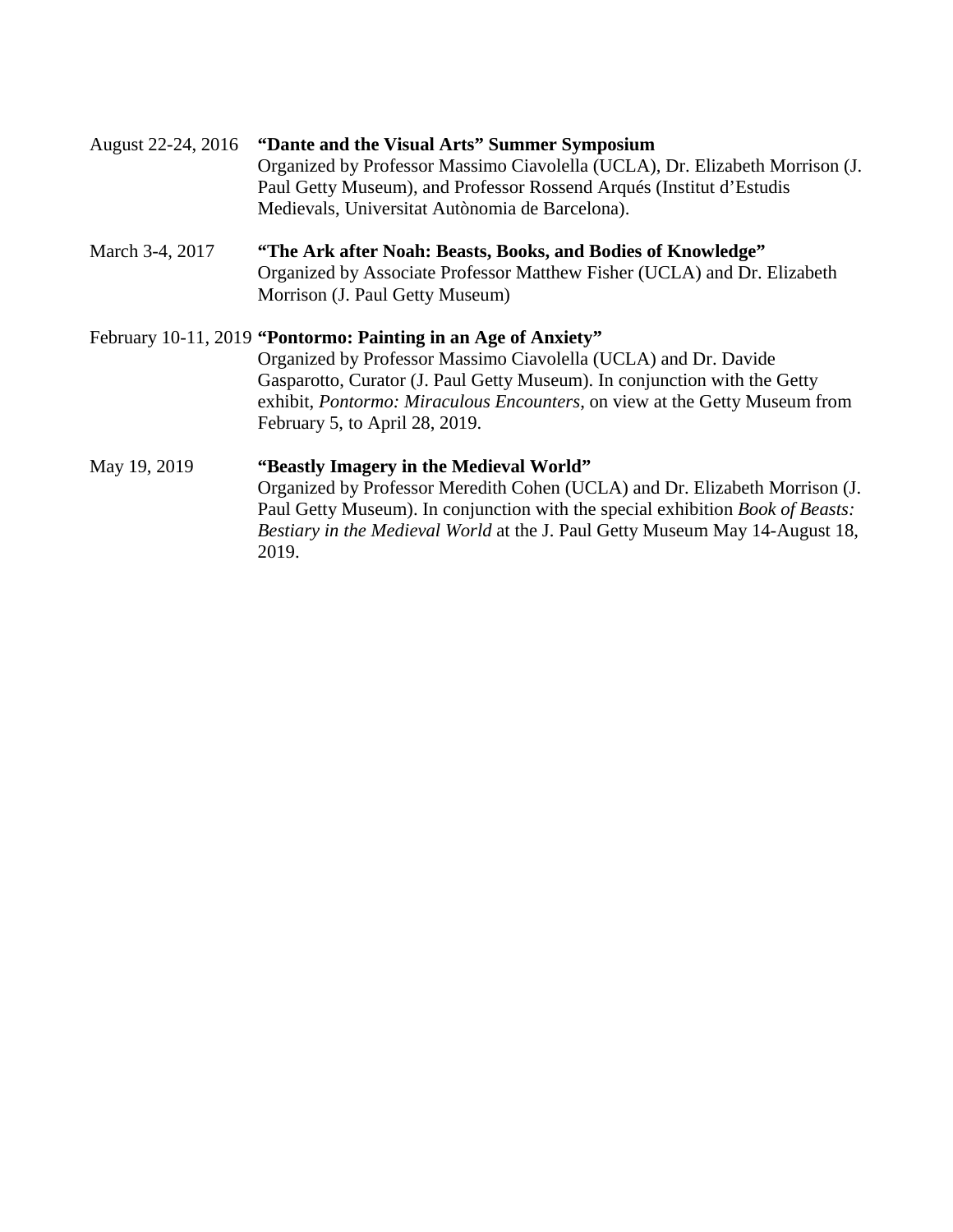August 22-24, 2016 **"Dante and the Visual Arts" Summer Symposium**
Organized by Professor Massimo Ciavolella (UCLA), Dr. Elizabeth Morrison (J. Paul Getty Museum), and Professor Rossend Arqués (Institut d'Estudis Medievals, Universitat Autònomia de Barcelona).

March 3-4, 2017 **"The Ark after Noah: Beasts, Books, and Bodies of Knowledge"**
Organized by Associate Professor Matthew Fisher (UCLA) and Dr. Elizabeth Morrison (J. Paul Getty Museum)

February 10-11, 2019 **"Pontormo: Painting in an Age of Anxiety"**
Organized by Professor Massimo Ciavolella (UCLA) and Dr. Davide Gasparotto, Curator (J. Paul Getty Museum). In conjunction with the Getty exhibit, *Pontormo: Miraculous Encounters*, on view at the Getty Museum from February 5, to April 28, 2019.

May 19, 2019 **"Beastly Imagery in the Medieval World"**
Organized by Professor Meredith Cohen (UCLA) and Dr. Elizabeth Morrison (J. Paul Getty Museum). In conjunction with the special exhibition *Book of Beasts: Bestiary in the Medieval World* at the J. Paul Getty Museum May 14-August 18, 2019.